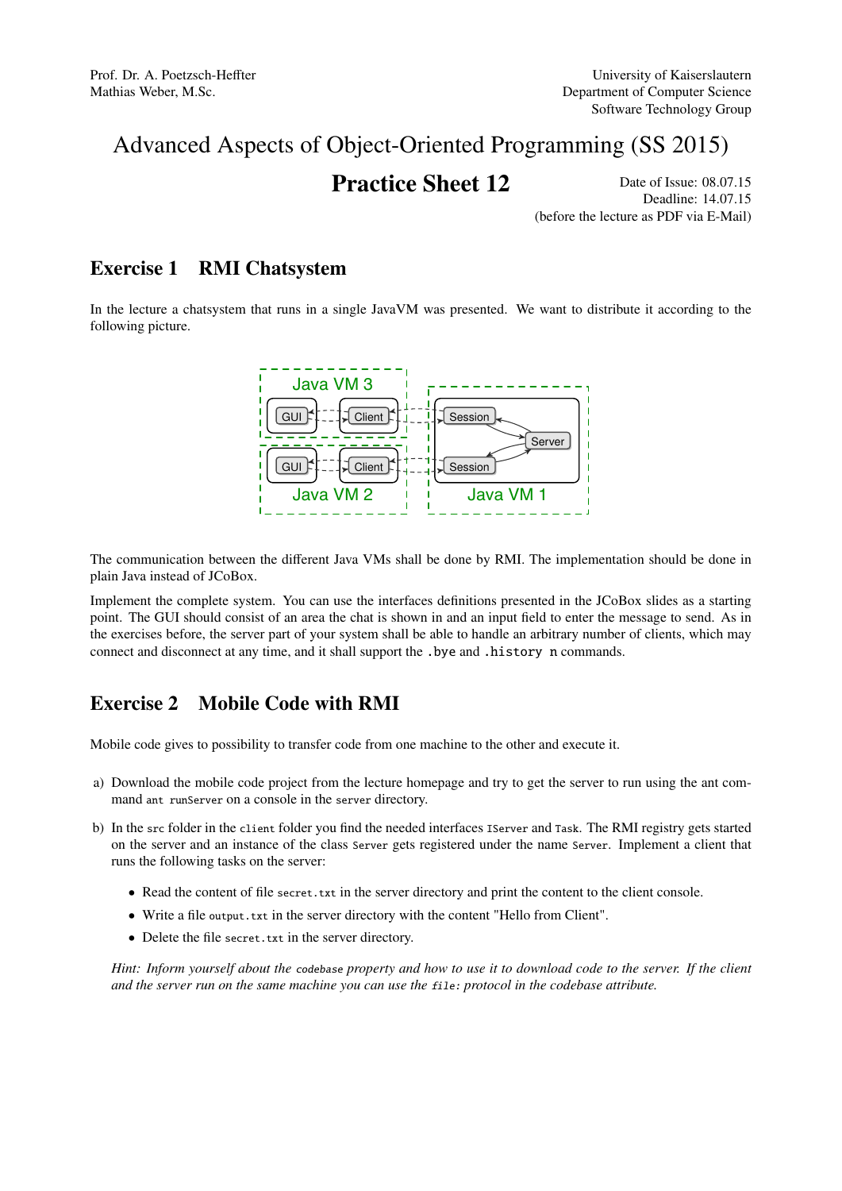Prof. Dr. A. Poetzsch-Heffter
Mathias Weber, M.Sc.

University of Kaiserslautern
Department of Computer Science
Software Technology Group

# Advanced Aspects of Object-Oriented Programming (SS 2015)

## Practice Sheet 12

Date of Issue: 08.07.15
Deadline: 14.07.15
(before the lecture as PDF via E-Mail)

## Exercise 1 RMI Chatsystem

In the lecture a chatsystem that runs in a single JavaVM was presented. We want to distribute it according to the following picture.

Java VM 3: GUI, Client
Java VM 2: GUI, Client
Java VM 1: Session, Session, Server

The communication between the different Java VMs shall be done by RMI. The implementation should be done in plain Java instead of JCoBox.

Implement the complete system. You can use the interfaces definitions presented in the JCoBox slides as a starting point. The GUI should consist of an area the chat is shown in and an input field to enter the message to send. As in the exercises before, the server part of your system shall be able to handle an arbitrary number of clients, which may connect and disconnect at any time, and it shall support the `.bye` and `.history n` commands.

## Exercise 2 Mobile Code with RMI

Mobile code gives to possibility to transfer code from one machine to the other and execute it.

a) Download the mobile code project from the lecture homepage and try to get the server to run using the ant command `ant runServer` on a console in the `server` directory.

b) In the `src` folder in the `client` folder you find the needed interfaces `IServer` and `Task`. The RMI registry gets started on the server and an instance of the class `Server` gets registered under the name `Server`. Implement a client that runs the following tasks on the server:

   - Read the content of file `secret.txt` in the server directory and print the content to the client console.
   - Write a file `output.txt` in the server directory with the content "Hello from Client".
   - Delete the file `secret.txt` in the server directory.

   *Hint: Inform yourself about the `codebase` property and how to use it to download code to the server. If the client and the server run on the same machine you can use the `file:` protocol in the codebase attribute.*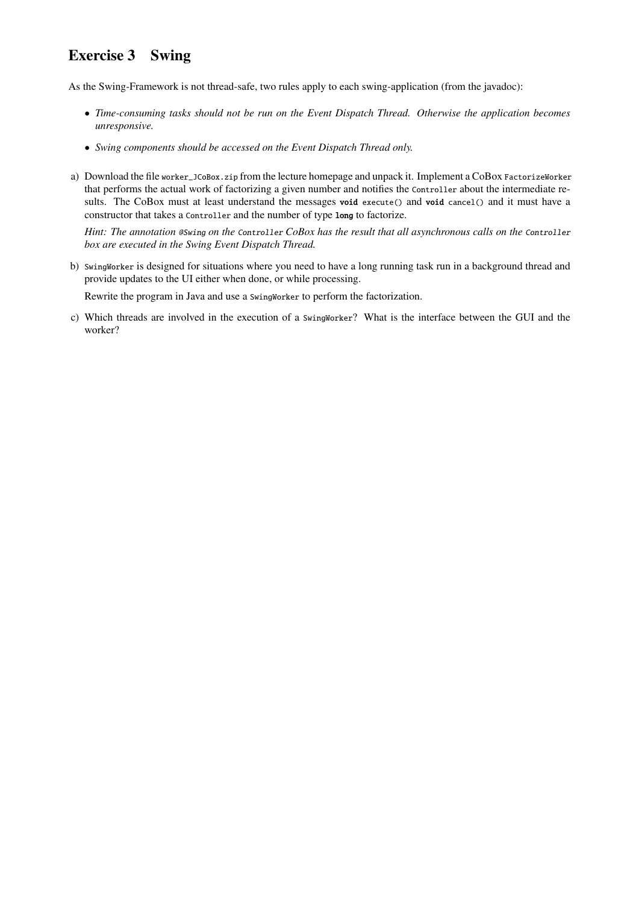## Exercise 3 Swing

As the Swing-Framework is not thread-safe, two rules apply to each swing-application (from the javadoc):

- *Time-consuming tasks should not be run on the Event Dispatch Thread. Otherwise the application becomes unresponsive.*
- *Swing components should be accessed on the Event Dispatch Thread only.*

a) Download the file `worker_JCoBox.zip` from the lecture homepage and unpack it. Implement a CoBox `FactorizeWorker` that performs the actual work of factorizing a given number and notifies the `Controller` about the intermediate results. The CoBox must at least understand the messages `void execute()` and `void cancel()` and it must have a constructor that takes a `Controller` and the number of type `long` to factorize.

   *Hint: The annotation `@Swing` on the `Controller` CoBox has the result that all asynchronous calls on the `Controller` box are executed in the Swing Event Dispatch Thread.*

b) `SwingWorker` is designed for situations where you need to have a long running task run in a background thread and provide updates to the UI either when done, or while processing.

   Rewrite the program in Java and use a `SwingWorker` to perform the factorization.

c) Which threads are involved in the execution of a `SwingWorker`? What is the interface between the GUI and the worker?